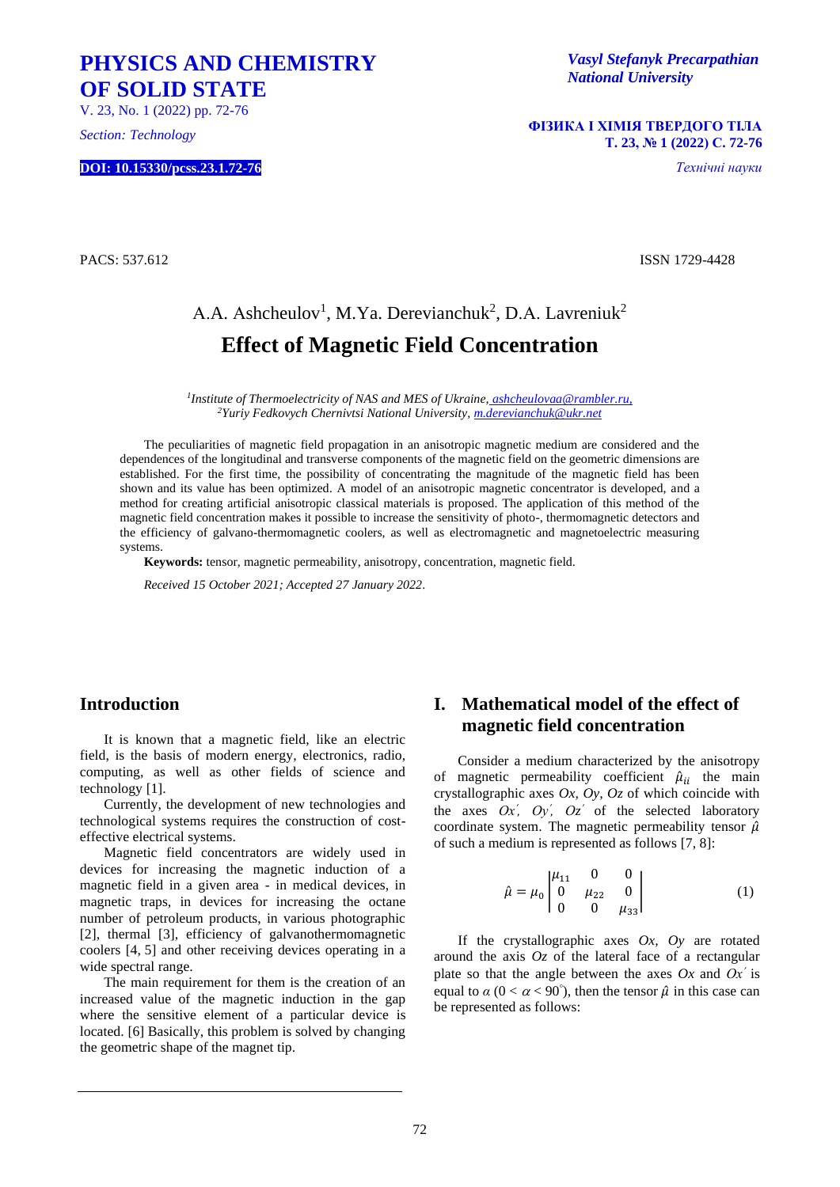PACS: 537.612 ISSN 1729-4428

A.A. Ashcheulov[1], M.Ya. Derevianchuk[2], D.A. Lavreniuk[2]

# Effect of Magnetic Field Concentration

*[1]Institute of Thermoelectricity of NAS and MES of Ukraine, ashcheulovaa@rambler.ru,*
*[2]Yuriy Fedkovych Chernivtsi National University, m.derevianchuk@ukr.net*

The peculiarities of magnetic field propagation in an anisotropic magnetic medium are considered and the dependences of the longitudinal and transverse components of the magnetic field on the geometric dimensions are established. For the first time, the possibility of concentrating the magnitude of the magnetic field has been shown and its value has been optimized. A model of an anisotropic magnetic concentrator is developed, and a method for creating artificial anisotropic classical materials is proposed. The application of this method of the magnetic field concentration makes it possible to increase the sensitivity of photo-, thermomagnetic detectors and the efficiency of galvano-thermomagnetic coolers, as well as electromagnetic and magnetoelectric measuring systems.

**Keywords:** tensor, magnetic permeability, anisotropy, concentration, magnetic field.

*Received 15 October 2021; Accepted 27 January 2022.*

## Introduction

It is known that a magnetic field, like an electric field, is the basis of modern energy, electronics, radio, computing, as well as other fields of science and technology [1].

Currently, the development of new technologies and technological systems requires the construction of cost-effective electrical systems.

Magnetic field concentrators are widely used in devices for increasing the magnetic induction of a magnetic field in a given area - in medical devices, in magnetic traps, in devices for increasing the octane number of petroleum products, in various photographic [2], thermal [3], efficiency of galvanothermomagnetic coolers [4, 5] and other receiving devices operating in a wide spectral range.

The main requirement for them is the creation of an increased value of the magnetic induction in the gap where the sensitive element of a particular device is located. [6] Basically, this problem is solved by changing the geometric shape of the magnet tip.

## I. Mathematical model of the effect of magnetic field concentration

Consider a medium characterized by the anisotropy of magnetic permeability coefficient $\hat{\mu}_{ii}$ the main crystallographic axes *Ox*, *Oy*, *Oz* of which coincide with the axes *Ox′*, *Oy′*, *Oz′* of the selected laboratory coordinate system. The magnetic permeability tensor $\hat{\mu}$ of such a medium is represented as follows [7, 8]:

$$\hat{\mu} = \mu_0 \begin{vmatrix} \mu_{11} & 0 & 0 \\ 0 & \mu_{22} & 0 \\ 0 & 0 & \mu_{33} \end{vmatrix} \qquad (1)$$

If the crystallographic axes *Ox, Oy* are rotated around the axis *Oz* of the lateral face of a rectangular plate so that the angle between the axes *Ox* and *Ox′* is equal to $\alpha$ ($0 < \alpha < 90^{\circ}$), then the tensor $\hat{\mu}$ in this case can be represented as follows: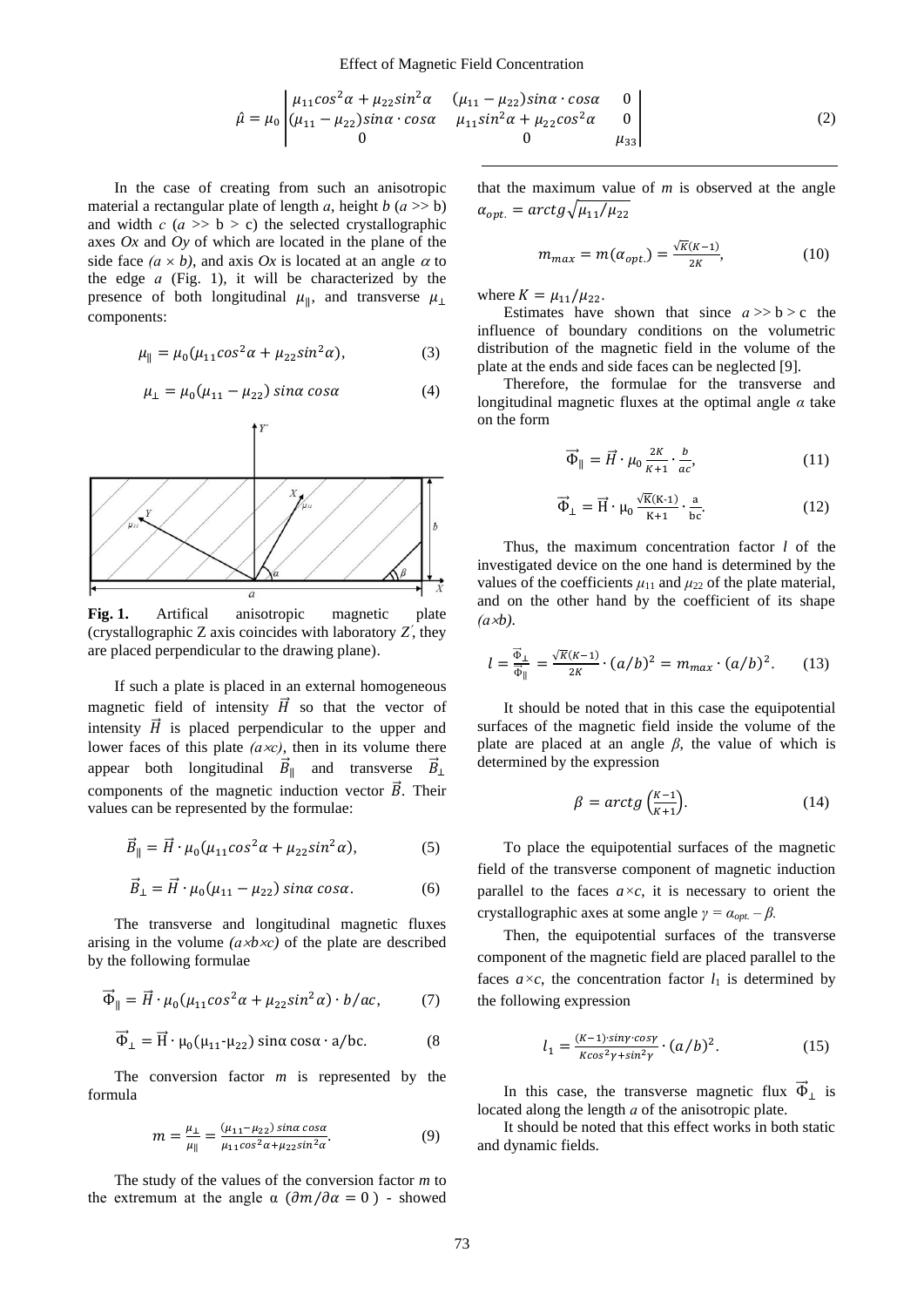$$\hat{\mu} = \mu_0 \begin{vmatrix} \mu_{11}cos^2\alpha + \mu_{22}sin^2\alpha & (\mu_{11} - \mu_{22})sin\alpha \cdot cos\alpha & 0 \\ (\mu_{11} - \mu_{22})sin\alpha \cdot cos\alpha & \mu_{11}sin^2\alpha + \mu_{22}cos^2\alpha & 0 \\ 0 & 0 & \mu_{33} \end{vmatrix} \tag{2}$$

In the case of creating from such an anisotropic material a rectangular plate of length *a*, height *b* ($a >> b$) and width *c* ($a >> b > c$) the selected crystallographic axes *Ox* and *Oy* of which are located in the plane of the side face *($a \times b$)*, and axis *Ox* is located at an angle $\alpha$ to the edge *a* (Fig. 1), it will be characterized by the presence of both longitudinal $\mu_{\parallel}$, and transverse $\mu_{\perp}$ components:

$$\mu_{\parallel} = \mu_0(\mu_{11}cos^2\alpha + \mu_{22}sin^2\alpha), \tag{3}$$

$$\mu_{\perp} = \mu_0(\mu_{11} - \mu_{22})\, sin\alpha\, cos\alpha \tag{4}$$

**Fig. 1.** Artifical anisotropic magnetic plate (crystallographic Z axis coincides with laboratory $Z'$, they are placed perpendicular to the drawing plane).

If such a plate is placed in an external homogeneous magnetic field of intensity $\vec{H}$ so that the vector of intensity $\vec{H}$ is placed perpendicular to the upper and lower faces of this plate *($a \times c$)*, then in its volume there appear both longitudinal $\vec{B}_{\parallel}$ and transverse $\vec{B}_{\perp}$ components of the magnetic induction vector $\vec{B}$. Their values can be represented by the formulae:

$$\vec{B}_{\parallel} = \vec{H} \cdot \mu_0(\mu_{11}cos^2\alpha + \mu_{22}sin^2\alpha), \tag{5}$$

$$\vec{B}_{\perp} = \vec{H} \cdot \mu_0(\mu_{11} - \mu_{22})\, sin\alpha\, cos\alpha. \tag{6}$$

The transverse and longitudinal magnetic fluxes arising in the volume *($a \times b \times c$)* of the plate are described by the following formulae

$$\vec{\Phi}_{\parallel} = \vec{H} \cdot \mu_0(\mu_{11}cos^2\alpha + \mu_{22}sin^2\alpha) \cdot b/ac, \tag{7}$$

$$\vec{\Phi}_{\perp} = \vec{H} \cdot \mu_0(\mu_{11} - \mu_{22})\, sin\alpha\, cos\alpha \cdot a/bc. \tag{8}$$

The conversion factor *m* is represented by the formula

$$m = \frac{\mu_{\perp}}{\mu_{\parallel}} = \frac{(\mu_{11} - \mu_{22})\, sin\alpha\, cos\alpha}{\mu_{11}cos^2\alpha + \mu_{22}sin^2\alpha}. \tag{9}$$

The study of the values of the conversion factor *m* to the extremum at the angle α ($\partial m / \partial \alpha = 0$) - showed that the maximum value of *m* is observed at the angle $\alpha_{opt.} = arctg\sqrt{\mu_{11}/\mu_{22}}$

$$m_{max} = m(\alpha_{opt.}) = \frac{\sqrt{K}(K-1)}{2K}, \tag{10}$$

where $K = \mu_{11}/\mu_{22}$.

Estimates have shown that since $a >> b > c$ the influence of boundary conditions on the volumetric distribution of the magnetic field in the volume of the plate at the ends and side faces can be neglected [9].

Therefore, the formulae for the transverse and longitudinal magnetic fluxes at the optimal angle *α* take on the form

$$\vec{\Phi}_{\parallel} = \vec{H} \cdot \mu_0 \frac{2K}{K+1} \cdot \frac{b}{ac}, \tag{11}$$

$$\vec{\Phi}_{\perp} = \vec{H} \cdot \mu_0 \frac{\sqrt{K}(K-1)}{K+1} \cdot \frac{a}{bc}. \tag{12}$$

Thus, the maximum concentration factor *l* of the investigated device on the one hand is determined by the values of the coefficients $\mu_{11}$ and $\mu_{22}$ of the plate material, and on the other hand by the coefficient of its shape *($a \times b$)*.

$$l = \frac{\vec{\Phi}_{\perp}}{\vec{\Phi}_{\parallel}} = \frac{\sqrt{K}(K-1)}{2K} \cdot (a/b)^2 = m_{max} \cdot (a/b)^2. \tag{13}$$

It should be noted that in this case the equipotential surfaces of the magnetic field inside the volume of the plate are placed at an angle *β*, the value of which is determined by the expression

$$\beta = arctg\left(\frac{K-1}{K+1}\right). \tag{14}$$

To place the equipotential surfaces of the magnetic field of the transverse component of magnetic induction parallel to the faces $a \times c$, it is necessary to orient the crystallographic axes at some angle $\gamma = \alpha_{opt.} - \beta$.

Then, the equipotential surfaces of the transverse component of the magnetic field are placed parallel to the faces $a \times c$, the concentration factor $l_1$ is determined by the following expression

$$l_1 = \frac{(K-1) \cdot sin\gamma \cdot cos\gamma}{Kcos^2\gamma + sin^2\gamma} \cdot (a/b)^2. \tag{15}$$

In this case, the transverse magnetic flux $\vec{\Phi}_{\perp}$ is located along the length *a* of the anisotropic plate.

It should be noted that this effect works in both static and dynamic fields.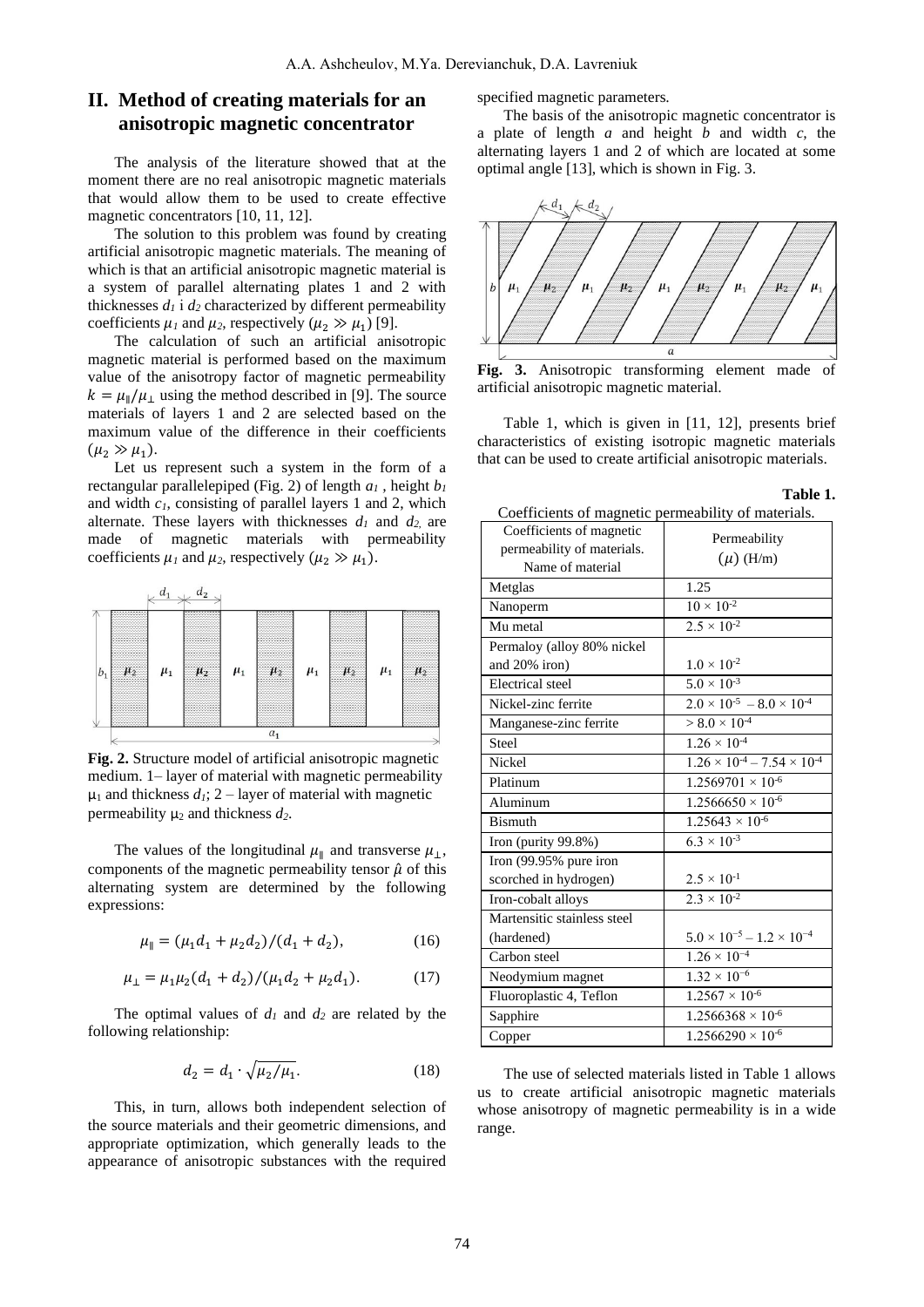## II. Method of creating materials for an anisotropic magnetic concentrator

The analysis of the literature showed that at the moment there are no real anisotropic magnetic materials that would allow them to be used to create effective magnetic concentrators [10, 11, 12].

The solution to this problem was found by creating artificial anisotropic magnetic materials. The meaning of which is that an artificial anisotropic magnetic material is a system of parallel alternating plates 1 and 2 with thicknesses $d_1$ i $d_2$ characterized by different permeability coefficients $\mu_1$ and $\mu_2$, respectively ($\mu_2 \gg \mu_1$) [9].

The calculation of such an artificial anisotropic magnetic material is performed based on the maximum value of the anisotropy factor of magnetic permeability $k = \mu_{\parallel}/\mu_{\perp}$ using the method described in [9]. The source materials of layers 1 and 2 are selected based on the maximum value of the difference in their coefficients ($\mu_2 \gg \mu_1$).

Let us represent such a system in the form of a rectangular parallelepiped (Fig. 2) of length $a_1$, height $b_1$ and width $c_1$, consisting of parallel layers 1 and 2, which alternate. These layers with thicknesses $d_1$ and $d_2$ are made of magnetic materials with permeability coefficients $\mu_1$ and $\mu_2$, respectively ($\mu_2 \gg \mu_1$).

**Fig. 2.** Structure model of artificial anisotropic magnetic medium. 1– layer of material with magnetic permeability $\mu_1$ and thickness $d_1$; 2 – layer of material with magnetic permeability $\mu_2$ and thickness $d_2$.

The values of the longitudinal $\mu_{\parallel}$ and transverse $\mu_{\perp}$, components of the magnetic permeability tensor $\hat{\mu}$ of this alternating system are determined by the following expressions:

$$\mu_{\parallel} = (\mu_1 d_1 + \mu_2 d_2)/(d_1 + d_2), \tag{16}$$

$$\mu_{\perp} = \mu_1 \mu_2 (d_1 + d_2)/(\mu_1 d_2 + \mu_2 d_1). \tag{17}$$

The optimal values of $d_1$ and $d_2$ are related by the following relationship:

$$d_2 = d_1 \cdot \sqrt{\mu_2/\mu_1}. \tag{18}$$

This, in turn, allows both independent selection of the source materials and their geometric dimensions, and appropriate optimization, which generally leads to the appearance of anisotropic substances with the required specified magnetic parameters.

The basis of the anisotropic magnetic concentrator is a plate of length $a$ and height $b$ and width $c$, the alternating layers 1 and 2 of which are located at some optimal angle [13], which is shown in Fig. 3.

**Fig. 3.** Anisotropic transforming element made of artificial anisotropic magnetic material.

Table 1, which is given in [11, 12], presents brief characteristics of existing isotropic magnetic materials that can be used to create artificial anisotropic materials.

**Table 1.**

Coefficients of magnetic permeability of materials.

| Coefficients of magnetic permeability of materials. Name of material | Permeability ($\mu$) (H/m) |
|---|---|
| Metglas | 1.25 |
| Nanoperm | $10 \times 10^{-2}$ |
| Mu metal | $2.5 \times 10^{-2}$ |
| Permaloy (alloy 80% nickel and 20% iron) | $1.0 \times 10^{-2}$ |
| Electrical steel | $5.0 \times 10^{-3}$ |
| Nickel-zinc ferrite | $2.0 \times 10^{-5} - 8.0 \times 10^{-4}$ |
| Manganese-zinc ferrite | $> 8.0 \times 10^{-4}$ |
| Steel | $1.26 \times 10^{-4}$ |
| Nickel | $1.26 \times 10^{-4} - 7.54 \times 10^{-4}$ |
| Platinum | $1.2569701 \times 10^{-6}$ |
| Aluminum | $1.2566650 \times 10^{-6}$ |
| Bismuth | $1.25643 \times 10^{-6}$ |
| Iron (purity 99.8%) | $6.3 \times 10^{-3}$ |
| Iron (99.95% pure iron scorched in hydrogen) | $2.5 \times 10^{-1}$ |
| Iron-cobalt alloys | $2.3 \times 10^{-2}$ |
| Martensitic stainless steel (hardened) | $5.0 \times 10^{-5} - 1.2 \times 10^{-4}$ |
| Carbon steel | $1.26 \times 10^{-4}$ |
| Neodymium magnet | $1.32 \times 10^{-6}$ |
| Fluoroplastic 4, Teflon | $1.2567 \times 10^{-6}$ |
| Sapphire | $1.2566368 \times 10^{-6}$ |
| Copper | $1.2566290 \times 10^{-6}$ |

The use of selected materials listed in Table 1 allows us to create artificial anisotropic magnetic materials whose anisotropy of magnetic permeability is in a wide range.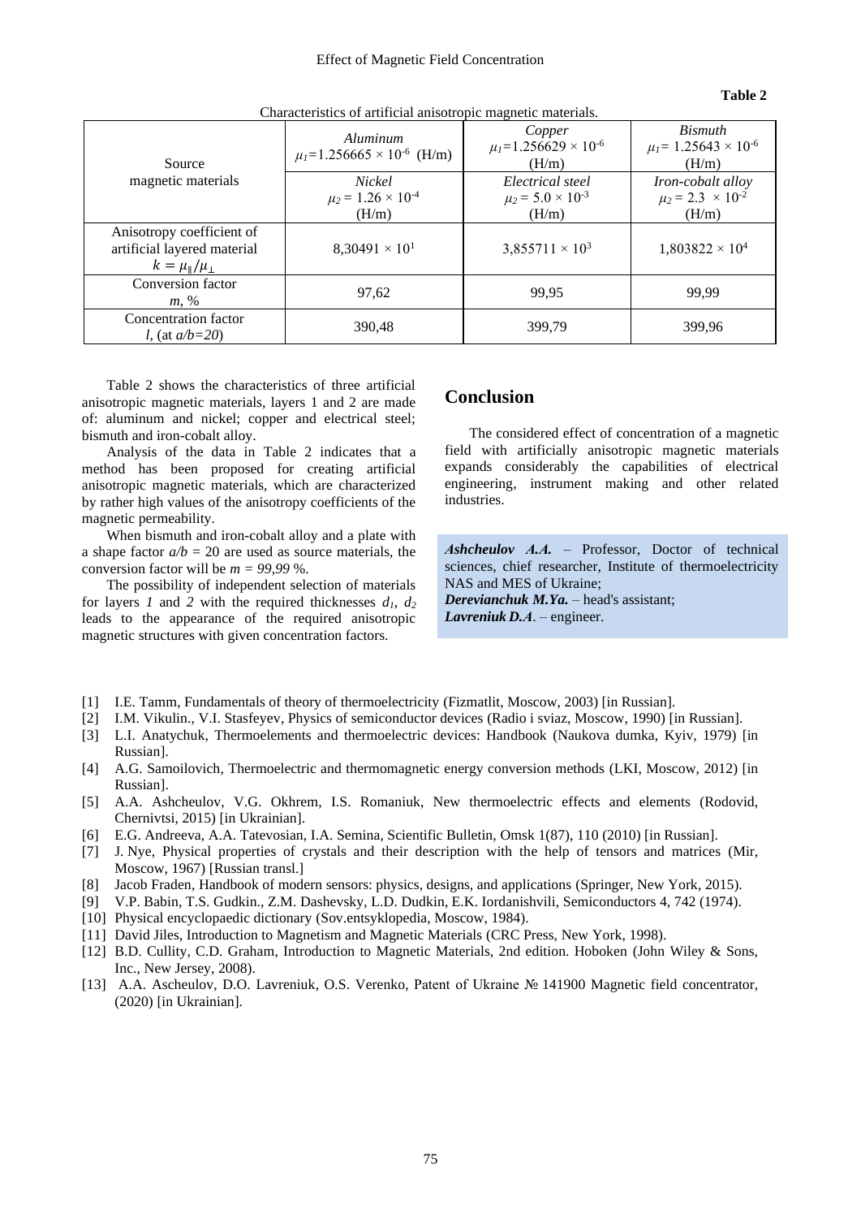**Table 2**

Characteristics of artificial anisotropic magnetic materials.

| Source magnetic materials | *Aluminum* $\mu_1$=1.256665 × $10^{-6}$ (H/m) | *Copper* $\mu_1$=1.256629 × $10^{-6}$ (H/m) | *Bismuth* $\mu_1$= 1.25643 × $10^{-6}$ (H/m) |
|---|---|---|---|
| | *Nickel* $\mu_2$ = 1.26 × $10^{-4}$ (H/m) | *Electrical steel* $\mu_2$ = 5.0 × $10^{-3}$ (H/m) | *Iron-cobalt alloy* $\mu_2$ = 2.3 × $10^{-2}$ (H/m) |
| Anisotropy coefficient of artificial layered material $k = \mu_\parallel/\mu_\perp$ | 8,30491 × $10^1$ | 3,855711 × $10^3$ | 1,803822 × $10^4$ |
| Conversion factor *m*, % | 97,62 | 99,95 | 99,99 |
| Concentration factor *l*, (at *a/b=20*) | 390,48 | 399,79 | 399,96 |

Table 2 shows the characteristics of three artificial anisotropic magnetic materials, layers 1 and 2 are made of: aluminum and nickel; copper and electrical steel; bismuth and iron-cobalt alloy.

Analysis of the data in Table 2 indicates that a method has been proposed for creating artificial anisotropic magnetic materials, which are characterized by rather high values of the anisotropy coefficients of the magnetic permeability.

When bismuth and iron-cobalt alloy and a plate with a shape factor $a/b$ = 20 are used as source materials, the conversion factor will be $m$ = *99,99* %.

The possibility of independent selection of materials for layers *1* and *2* with the required thicknesses $d_1$, $d_2$ leads to the appearance of the required anisotropic magnetic structures with given concentration factors.

## Conclusion

The considered effect of concentration of a magnetic field with artificially anisotropic magnetic materials expands considerably the capabilities of electrical engineering, instrument making and other related industries.

***Ashcheulov A.A.*** – Professor, Doctor of technical sciences, chief researcher, Institute of thermoelectricity NAS and MES of Ukraine;
***Derevianchuk M.Ya.*** – head's assistant;
***Lavreniuk D.A***. – engineer.

[1] I.E. Tamm, Fundamentals of theory of thermoelectricity (Fizmatlit, Moscow, 2003) [in Russian].
[2] I.M. Vikulin., V.I. Stasfeyev, Physics of semiconductor devices (Radio i sviaz, Moscow, 1990) [in Russian].
[3] L.I. Anatychuk, Thermoelements and thermoelectric devices: Handbook (Naukova dumka, Kyiv, 1979) [in Russian].
[4] A.G. Samoilovich, Thermoelectric and thermomagnetic energy conversion methods (LKI, Moscow, 2012) [in Russian].
[5] A.A. Ashcheulov, V.G. Okhrem, I.S. Romaniuk, New thermoelectric effects and elements (Rodovid, Chernivtsi, 2015) [in Ukrainian].
[6] E.G. Andreeva, A.A. Tatevosian, I.A. Semina, Scientific Bulletin, Omsk 1(87), 110 (2010) [in Russian].
[7] J. Nye, Physical properties of crystals and their description with the help of tensors and matrices (Mir, Moscow, 1967) [Russian transl.]
[8] Jacob Fraden, Handbook of modern sensors: physics, designs, and applications (Springer, New York, 2015).
[9] V.P. Babin, T.S. Gudkin., Z.M. Dashevsky, L.D. Dudkin, E.K. Iordanishvili, Semiconductors 4, 742 (1974).
[10] Physical encyclopaedic dictionary (Sov.entsyklopedia, Moscow, 1984).
[11] David Jiles, Introduction to Magnetism and Magnetic Materials (CRC Press, New York, 1998).
[12] B.D. Cullity, C.D. Graham, Introduction to Magnetic Materials, 2nd edition. Hoboken (John Wiley & Sons, Inc., New Jersey, 2008).
[13] A.A. Ascheulov, D.O. Lavreniuk, O.S. Verenko, Patent of Ukraine № 141900 Magnetic field concentrator, (2020) [in Ukrainian].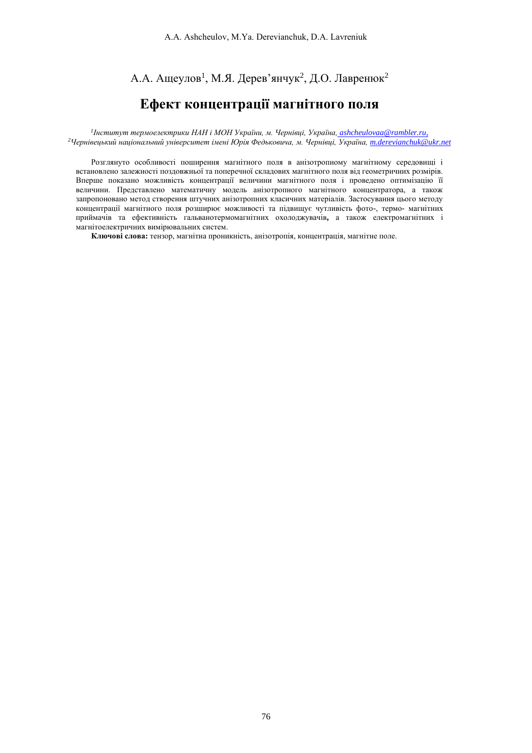А.А. Ащеулов[1], М.Я. Дерев'янчук[2], Д.О. Лавренюк[2]

# Ефект концентрації магнітного поля

*[1]Інститут термоелектрики НАН і МОН України, м. Чернівці, Україна, ashcheulovaa@rambler.ru,*
*[2]Чернівецький національний університет імені Юрія Федьковича, м. Чернівці, Україна, m.derevianchuk@ukr.net*

Розглянуто особливості поширення магнітного поля в анізотропному магнітному середовищі і встановлено залежності поздовжньої та поперечної складових магнітного поля від геометричних розмірів. Вперше показано можливість концентрації величини магнітного поля і проведено оптимізацію її величини. Представлено математичну модель анізотропного магнітного концентратора, а також запропоновано метод створення штучних анізотропних класичних матеріалів. Застосування цього методу концентрації магнітного поля розширює можливості та підвищує чутливість фото-, термо- магнітних приймачів та ефективність гальванотермомагнітних охолоджувачів**,** а також електромагнітних і магнітоелектричних вимірювальних систем.

**Ключові слова:** тензор, магнітна проникність, анізотропія, концентрація, магнітне поле.